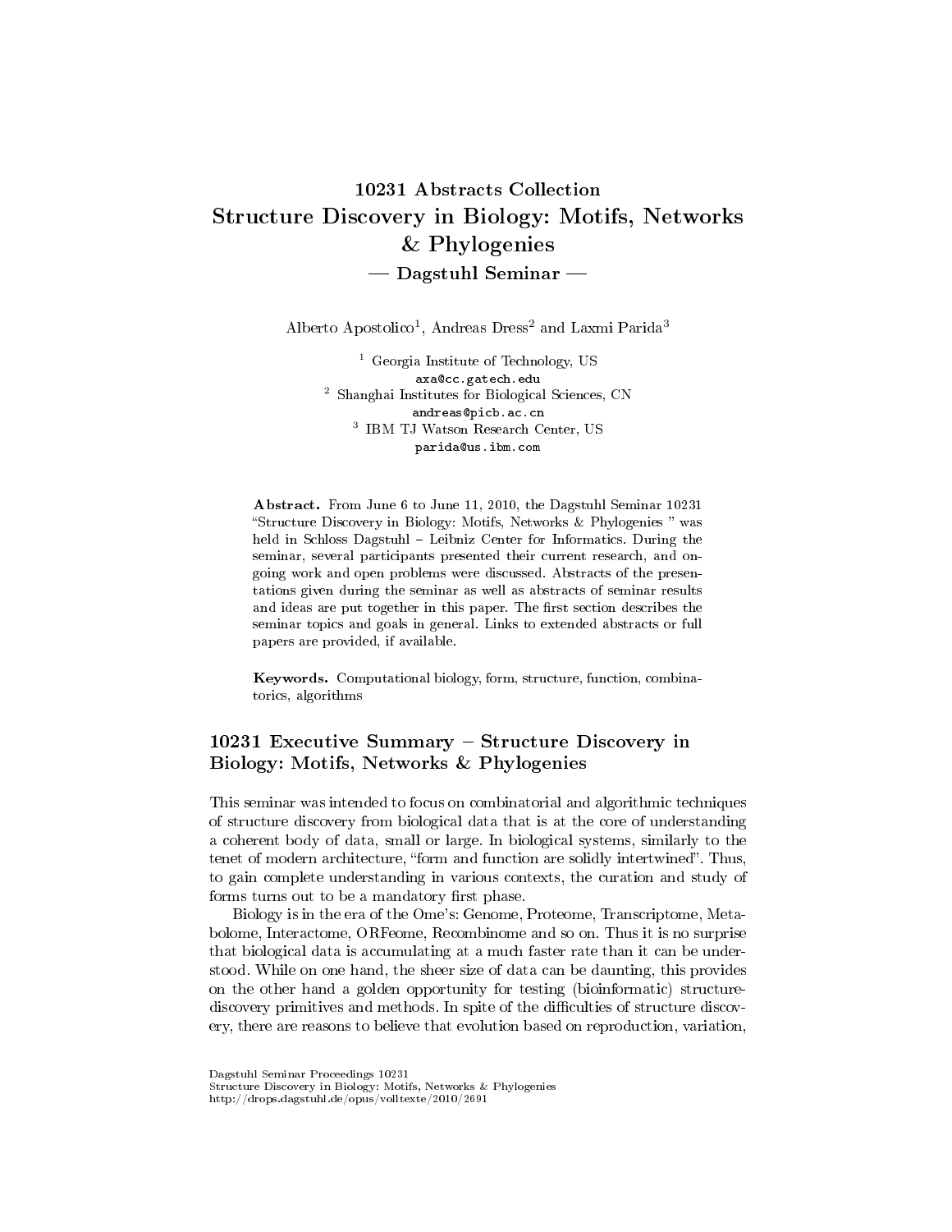# 10231 Abstracts Collection
# Structure Discovery in Biology: Motifs, Networks & Phylogenies
## — Dagstuhl Seminar —

Alberto Apostolico[1], Andreas Dress[2] and Laxmi Parida[3]

[1] Georgia Institute of Technology, US
axa@cc.gatech.edu
[2] Shanghai Institutes for Biological Sciences, CN
andreas@picb.ac.cn
[3] IBM TJ Watson Research Center, US
parida@us.ibm.com

**Abstract.** From June 6 to June 11, 2010, the Dagstuhl Seminar 10231 "Structure Discovery in Biology: Motifs, Networks & Phylogenies " was held in Schloss Dagstuhl – Leibniz Center for Informatics. During the seminar, several participants presented their current research, and ongoing work and open problems were discussed. Abstracts of the presentations given during the seminar as well as abstracts of seminar results and ideas are put together in this paper. The first section describes the seminar topics and goals in general. Links to extended abstracts or full papers are provided, if available.

**Keywords.** Computational biology, form, structure, function, combinatorics, algorithms

## 10231 Executive Summary – Structure Discovery in Biology: Motifs, Networks & Phylogenies

This seminar was intended to focus on combinatorial and algorithmic techniques of structure discovery from biological data that is at the core of understanding a coherent body of data, small or large. In biological systems, similarly to the tenet of modern architecture, "form and function are solidly intertwined". Thus, to gain complete understanding in various contexts, the curation and study of forms turns out to be a mandatory first phase.

Biology is in the era of the Ome's: Genome, Proteome, Transcriptome, Metabolome, Interactome, ORFeome, Recombinome and so on. Thus it is no surprise that biological data is accumulating at a much faster rate than it can be understood. While on one hand, the sheer size of data can be daunting, this provides on the other hand a golden opportunity for testing (bioinformatic) structure-discovery primitives and methods. In spite of the difficulties of structure discovery, there are reasons to believe that evolution based on reproduction, variation,

Dagstuhl Seminar Proceedings 10231
Structure Discovery in Biology: Motifs, Networks & Phylogenies
http://drops.dagstuhl.de/opus/volltexte/2010/2691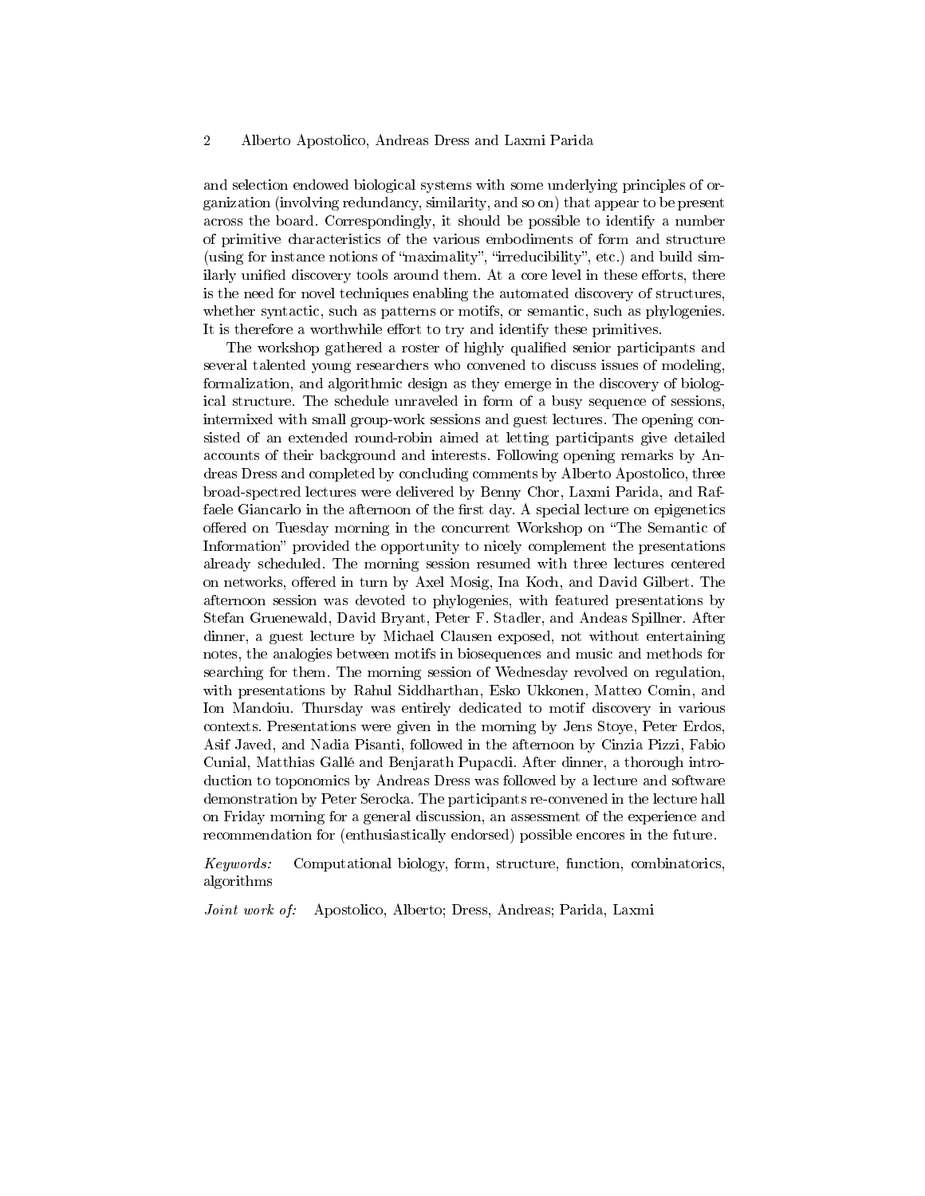and selection endowed biological systems with some underlying principles of organization (involving redundancy, similarity, and so on) that appear to be present across the board. Correspondingly, it should be possible to identify a number of primitive characteristics of the various embodiments of form and structure (using for instance notions of "maximality", "irreducibility", etc.) and build similarly unified discovery tools around them. At a core level in these efforts, there is the need for novel techniques enabling the automated discovery of structures, whether syntactic, such as patterns or motifs, or semantic, such as phylogenies. It is therefore a worthwhile effort to try and identify these primitives.

The workshop gathered a roster of highly qualified senior participants and several talented young researchers who convened to discuss issues of modeling, formalization, and algorithmic design as they emerge in the discovery of biological structure. The schedule unraveled in form of a busy sequence of sessions, intermixed with small group-work sessions and guest lectures. The opening consisted of an extended round-robin aimed at letting participants give detailed accounts of their background and interests. Following opening remarks by Andreas Dress and completed by concluding comments by Alberto Apostolico, three broad-spectred lectures were delivered by Benny Chor, Laxmi Parida, and Raffaele Giancarlo in the afternoon of the first day. A special lecture on epigenetics offered on Tuesday morning in the concurrent Workshop on "The Semantic of Information" provided the opportunity to nicely complement the presentations already scheduled. The morning session resumed with three lectures centered on networks, offered in turn by Axel Mosig, Ina Koch, and David Gilbert. The afternoon session was devoted to phylogenies, with featured presentations by Stefan Gruenewald, David Bryant, Peter F. Stadler, and Andeas Spillner. After dinner, a guest lecture by Michael Clausen exposed, not without entertaining notes, the analogies between motifs in biosequences and music and methods for searching for them. The morning session of Wednesday revolved on regulation, with presentations by Rahul Siddharthan, Esko Ukkonen, Matteo Comin, and Ion Mandoiu. Thursday was entirely dedicated to motif discovery in various contexts. Presentations were given in the morning by Jens Stoye, Peter Erdos, Asif Javed, and Nadia Pisanti, followed in the afternoon by Cinzia Pizzi, Fabio Cunial, Matthias Gallé and Benjarath Pupacdi. After dinner, a thorough introduction to toponomics by Andreas Dress was followed by a lecture and software demonstration by Peter Serocka. The participants re-convened in the lecture hall on Friday morning for a general discussion, an assessment of the experience and recommendation for (enthusiastically endorsed) possible encores in the future.

*Keywords:* Computational biology, form, structure, function, combinatorics, algorithms

*Joint work of:* Apostolico, Alberto; Dress, Andreas; Parida, Laxmi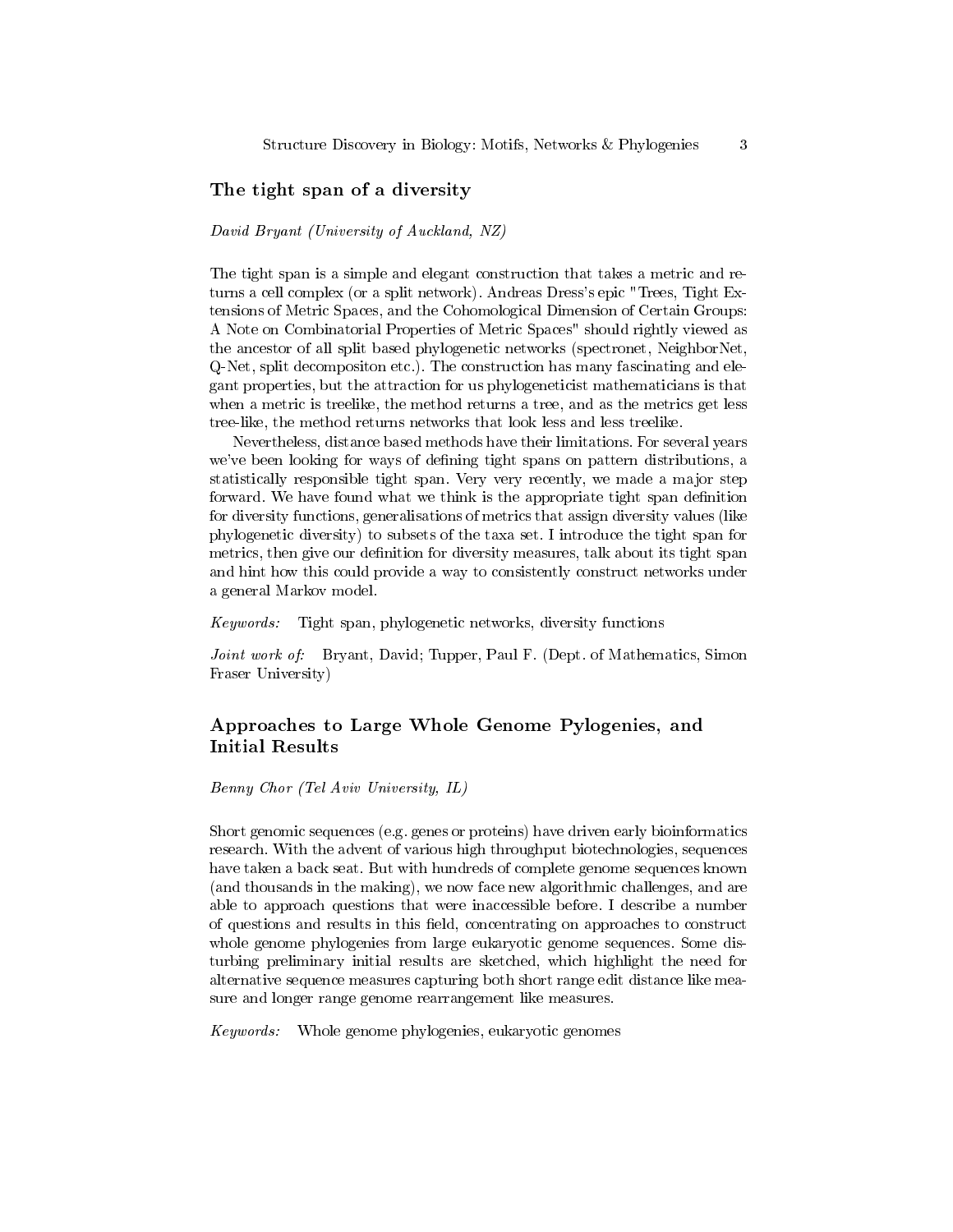## The tight span of a diversity

*David Bryant (University of Auckland, NZ)*

The tight span is a simple and elegant construction that takes a metric and returns a cell complex (or a split network). Andreas Dress's epic "Trees, Tight Extensions of Metric Spaces, and the Cohomological Dimension of Certain Groups: A Note on Combinatorial Properties of Metric Spaces" should rightly viewed as the ancestor of all split based phylogenetic networks (spectronet, NeighborNet, Q-Net, split decompositon etc.). The construction has many fascinating and elegant properties, but the attraction for us phylogeneticist mathematicians is that when a metric is treelike, the method returns a tree, and as the metrics get less tree-like, the method returns networks that look less and less treelike.

Nevertheless, distance based methods have their limitations. For several years we've been looking for ways of defining tight spans on pattern distributions, a statistically responsible tight span. Very very recently, we made a major step forward. We have found what we think is the appropriate tight span definition for diversity functions, generalisations of metrics that assign diversity values (like phylogenetic diversity) to subsets of the taxa set. I introduce the tight span for metrics, then give our definition for diversity measures, talk about its tight span and hint how this could provide a way to consistently construct networks under a general Markov model.

*Keywords:* Tight span, phylogenetic networks, diversity functions

*Joint work of:* Bryant, David; Tupper, Paul F. (Dept. of Mathematics, Simon Fraser University)

## Approaches to Large Whole Genome Pylogenies, and Initial Results

*Benny Chor (Tel Aviv University, IL)*

Short genomic sequences (e.g. genes or proteins) have driven early bioinformatics research. With the advent of various high throughput biotechnologies, sequences have taken a back seat. But with hundreds of complete genome sequences known (and thousands in the making), we now face new algorithmic challenges, and are able to approach questions that were inaccessible before. I describe a number of questions and results in this field, concentrating on approaches to construct whole genome phylogenies from large eukaryotic genome sequences. Some disturbing preliminary initial results are sketched, which highlight the need for alternative sequence measures capturing both short range edit distance like measure and longer range genome rearrangement like measures.

*Keywords:* Whole genome phylogenies, eukaryotic genomes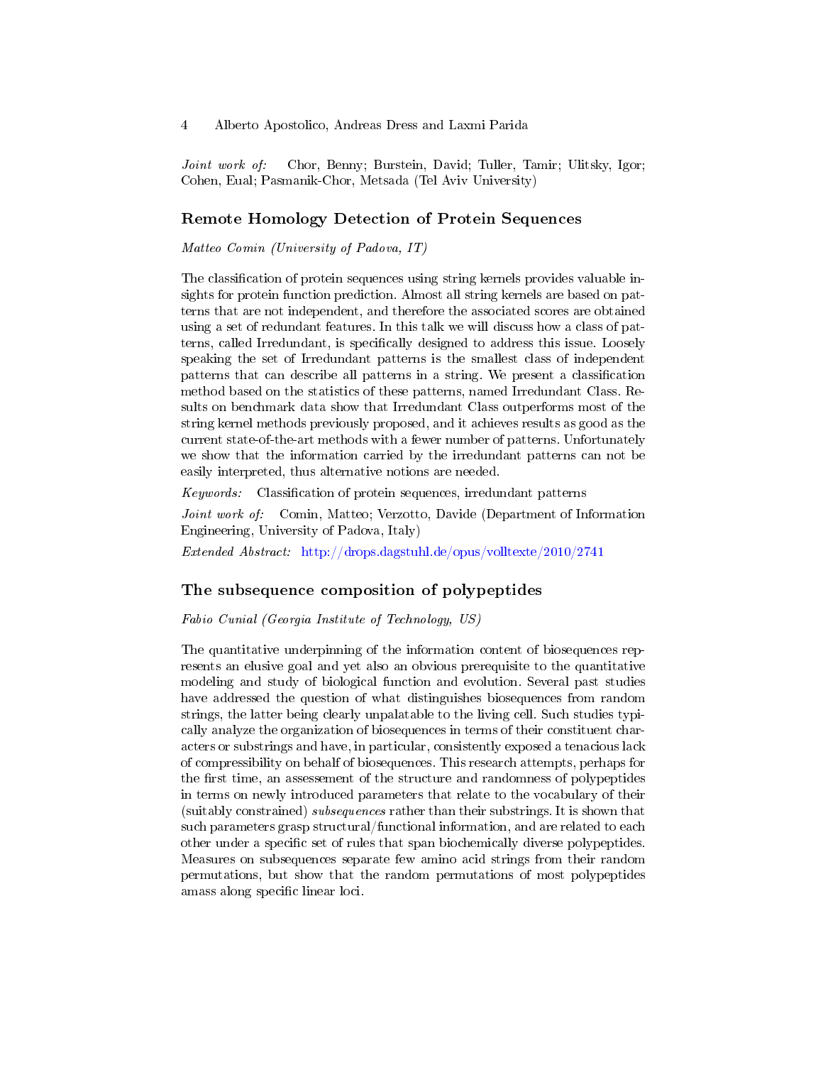*Joint work of:* Chor, Benny; Burstein, David; Tuller, Tamir; Ulitsky, Igor; Cohen, Eual; Pasmanik-Chor, Metsada (Tel Aviv University)

## Remote Homology Detection of Protein Sequences

*Matteo Comin (University of Padova, IT)*

The classification of protein sequences using string kernels provides valuable insights for protein function prediction. Almost all string kernels are based on patterns that are not independent, and therefore the associated scores are obtained using a set of redundant features. In this talk we will discuss how a class of patterns, called Irredundant, is specifically designed to address this issue. Loosely speaking the set of Irredundant patterns is the smallest class of independent patterns that can describe all patterns in a string. We present a classification method based on the statistics of these patterns, named Irredundant Class. Results on benchmark data show that Irredundant Class outperforms most of the string kernel methods previously proposed, and it achieves results as good as the current state-of-the-art methods with a fewer number of patterns. Unfortunately we show that the information carried by the irredundant patterns can not be easily interpreted, thus alternative notions are needed.

*Keywords:* Classification of protein sequences, irredundant patterns

*Joint work of:* Comin, Matteo; Verzotto, Davide (Department of Information Engineering, University of Padova, Italy)

*Extended Abstract:* http://drops.dagstuhl.de/opus/volltexte/2010/2741

## The subsequence composition of polypeptides

*Fabio Cunial (Georgia Institute of Technology, US)*

The quantitative underpinning of the information content of biosequences represents an elusive goal and yet also an obvious prerequisite to the quantitative modeling and study of biological function and evolution. Several past studies have addressed the question of what distinguishes biosequences from random strings, the latter being clearly unpalatable to the living cell. Such studies typically analyze the organization of biosequences in terms of their constituent characters or substrings and have, in particular, consistently exposed a tenacious lack of compressibility on behalf of biosequences. This research attempts, perhaps for the first time, an assessement of the structure and randomness of polypeptides in terms on newly introduced parameters that relate to the vocabulary of their (suitably constrained) *subsequences* rather than their substrings. It is shown that such parameters grasp structural/functional information, and are related to each other under a specific set of rules that span biochemically diverse polypeptides. Measures on subsequences separate few amino acid strings from their random permutations, but show that the random permutations of most polypeptides amass along specific linear loci.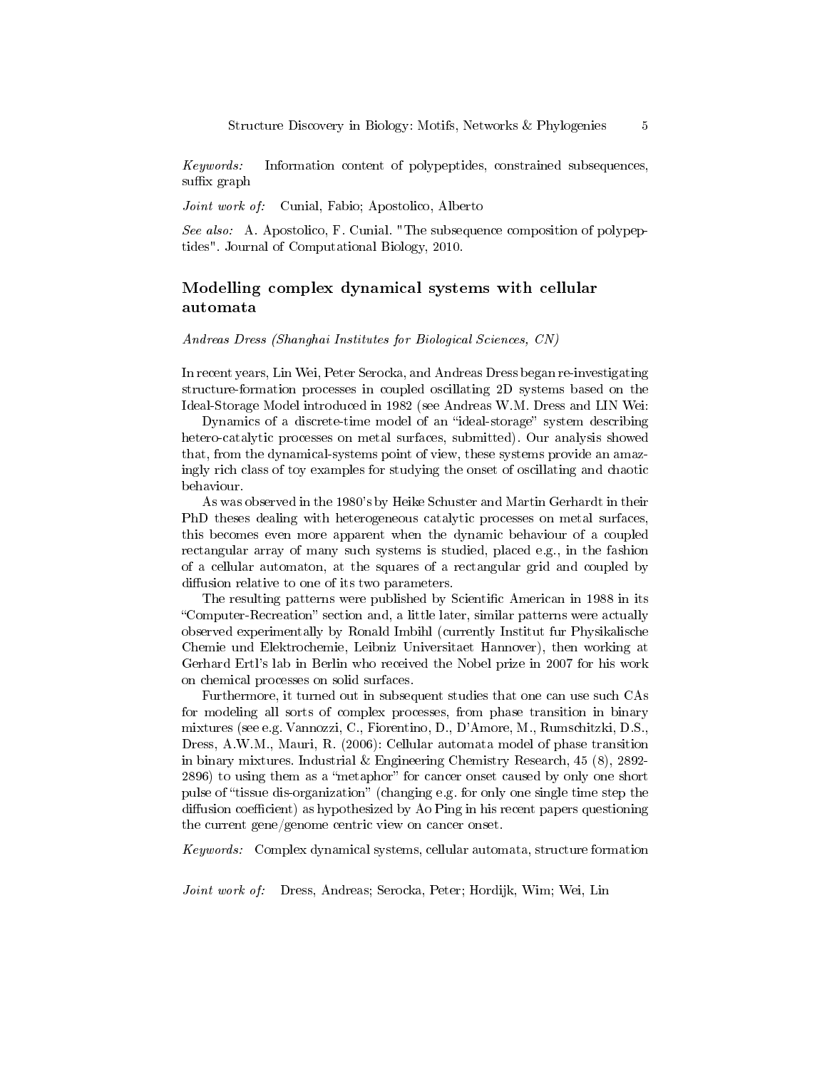*Keywords:* Information content of polypeptides, constrained subsequences, suffix graph

*Joint work of:* Cunial, Fabio; Apostolico, Alberto

*See also:* A. Apostolico, F. Cunial. "The subsequence composition of polypeptides". Journal of Computational Biology, 2010.

## Modelling complex dynamical systems with cellular automata

*Andreas Dress (Shanghai Institutes for Biological Sciences, CN)*

In recent years, Lin Wei, Peter Serocka, and Andreas Dress began re-investigating structure-formation processes in coupled oscillating 2D systems based on the Ideal-Storage Model introduced in 1982 (see Andreas W.M. Dress and LIN Wei:

Dynamics of a discrete-time model of an "ideal-storage" system describing hetero-catalytic processes on metal surfaces, submitted). Our analysis showed that, from the dynamical-systems point of view, these systems provide an amazingly rich class of toy examples for studying the onset of oscillating and chaotic behaviour.

As was observed in the 1980's by Heike Schuster and Martin Gerhardt in their PhD theses dealing with heterogeneous catalytic processes on metal surfaces, this becomes even more apparent when the dynamic behaviour of a coupled rectangular array of many such systems is studied, placed e.g., in the fashion of a cellular automaton, at the squares of a rectangular grid and coupled by diffusion relative to one of its two parameters.

The resulting patterns were published by Scientific American in 1988 in its "Computer-Recreation" section and, a little later, similar patterns were actually observed experimentally by Ronald Imbihl (currently Institut fur Physikalische Chemie und Elektrochemie, Leibniz Universitaet Hannover), then working at Gerhard Ertl's lab in Berlin who received the Nobel prize in 2007 for his work on chemical processes on solid surfaces.

Furthermore, it turned out in subsequent studies that one can use such CAs for modeling all sorts of complex processes, from phase transition in binary mixtures (see e.g. Vannozzi, C., Fiorentino, D., D'Amore, M., Rumschitzki, D.S., Dress, A.W.M., Mauri, R. (2006): Cellular automata model of phase transition in binary mixtures. Industrial & Engineering Chemistry Research, 45 (8), 2892-2896) to using them as a "metaphor" for cancer onset caused by only one short pulse of "tissue dis-organization" (changing e.g. for only one single time step the diffusion coefficient) as hypothesized by Ao Ping in his recent papers questioning the current gene/genome centric view on cancer onset.

*Keywords:* Complex dynamical systems, cellular automata, structure formation

*Joint work of:* Dress, Andreas; Serocka, Peter; Hordijk, Wim; Wei, Lin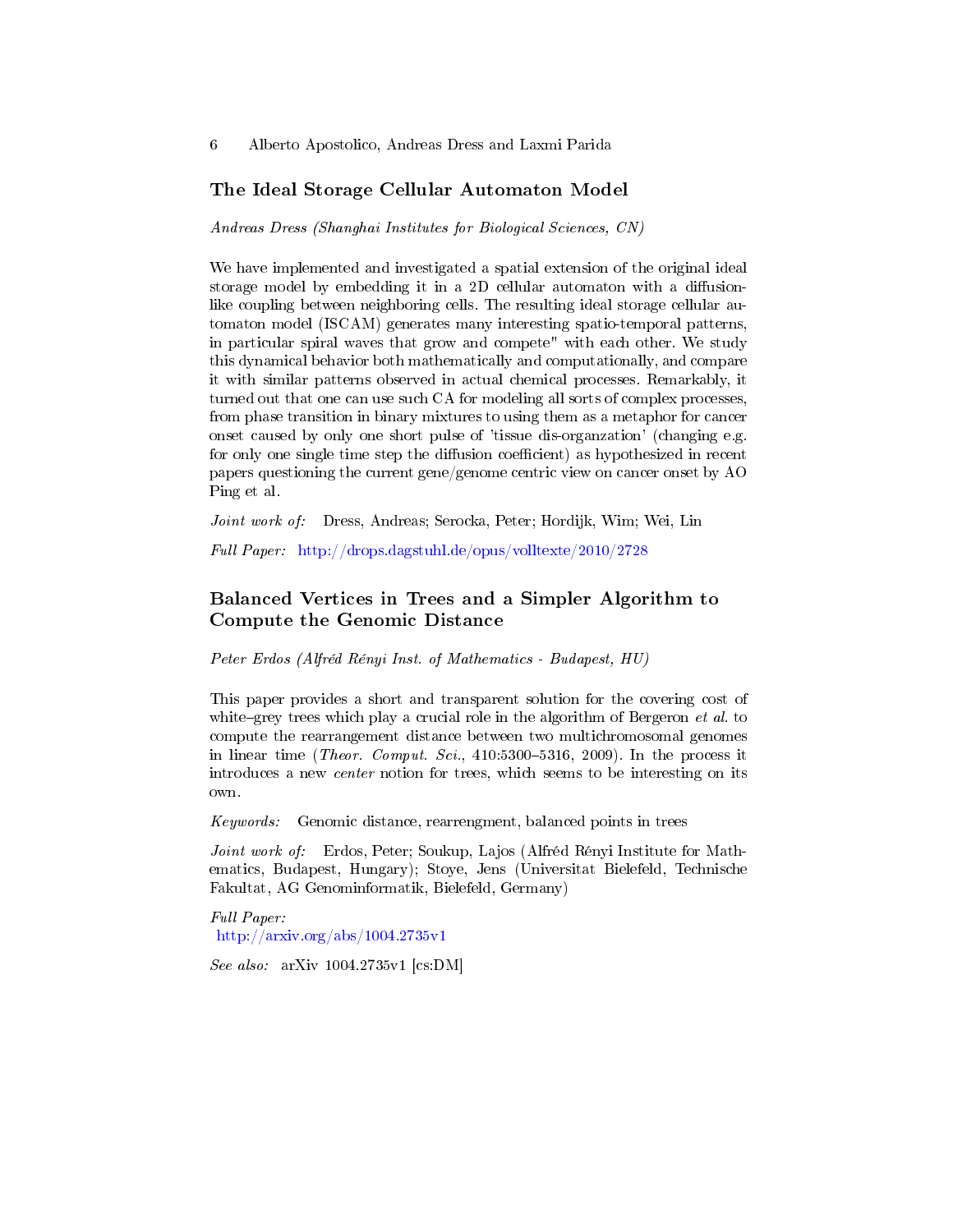## The Ideal Storage Cellular Automaton Model

*Andreas Dress (Shanghai Institutes for Biological Sciences, CN)*

We have implemented and investigated a spatial extension of the original ideal storage model by embedding it in a 2D cellular automaton with a diffusion-like coupling between neighboring cells. The resulting ideal storage cellular automaton model (ISCAM) generates many interesting spatio-temporal patterns, in particular spiral waves that grow and compete" with each other. We study this dynamical behavior both mathematically and computationally, and compare it with similar patterns observed in actual chemical processes. Remarkably, it turned out that one can use such CA for modeling all sorts of complex processes, from phase transition in binary mixtures to using them as a metaphor for cancer onset caused by only one short pulse of 'tissue dis-organzation' (changing e.g. for only one single time step the diffusion coefficient) as hypothesized in recent papers questioning the current gene/genome centric view on cancer onset by AO Ping et al.

*Joint work of:* Dress, Andreas; Serocka, Peter; Hordijk, Wim; Wei, Lin

*Full Paper:* http://drops.dagstuhl.de/opus/volltexte/2010/2728

## Balanced Vertices in Trees and a Simpler Algorithm to Compute the Genomic Distance

*Peter Erdos (Alfréd Rényi Inst. of Mathematics - Budapest, HU)*

This paper provides a short and transparent solution for the covering cost of white–grey trees which play a crucial role in the algorithm of Bergeron *et al.* to compute the rearrangement distance between two multichromosomal genomes in linear time (*Theor. Comput. Sci.*, 410:5300–5316, 2009). In the process it introduces a new *center* notion for trees, which seems to be interesting on its own.

*Keywords:* Genomic distance, rearrengment, balanced points in trees

*Joint work of:* Erdos, Peter; Soukup, Lajos (Alfréd Rényi Institute for Mathematics, Budapest, Hungary); Stoye, Jens (Universitat Bielefeld, Technische Fakultat, AG Genominformatik, Bielefeld, Germany)

*Full Paper:*
http://arxiv.org/abs/1004.2735v1

*See also:* arXiv 1004.2735v1 [cs:DM]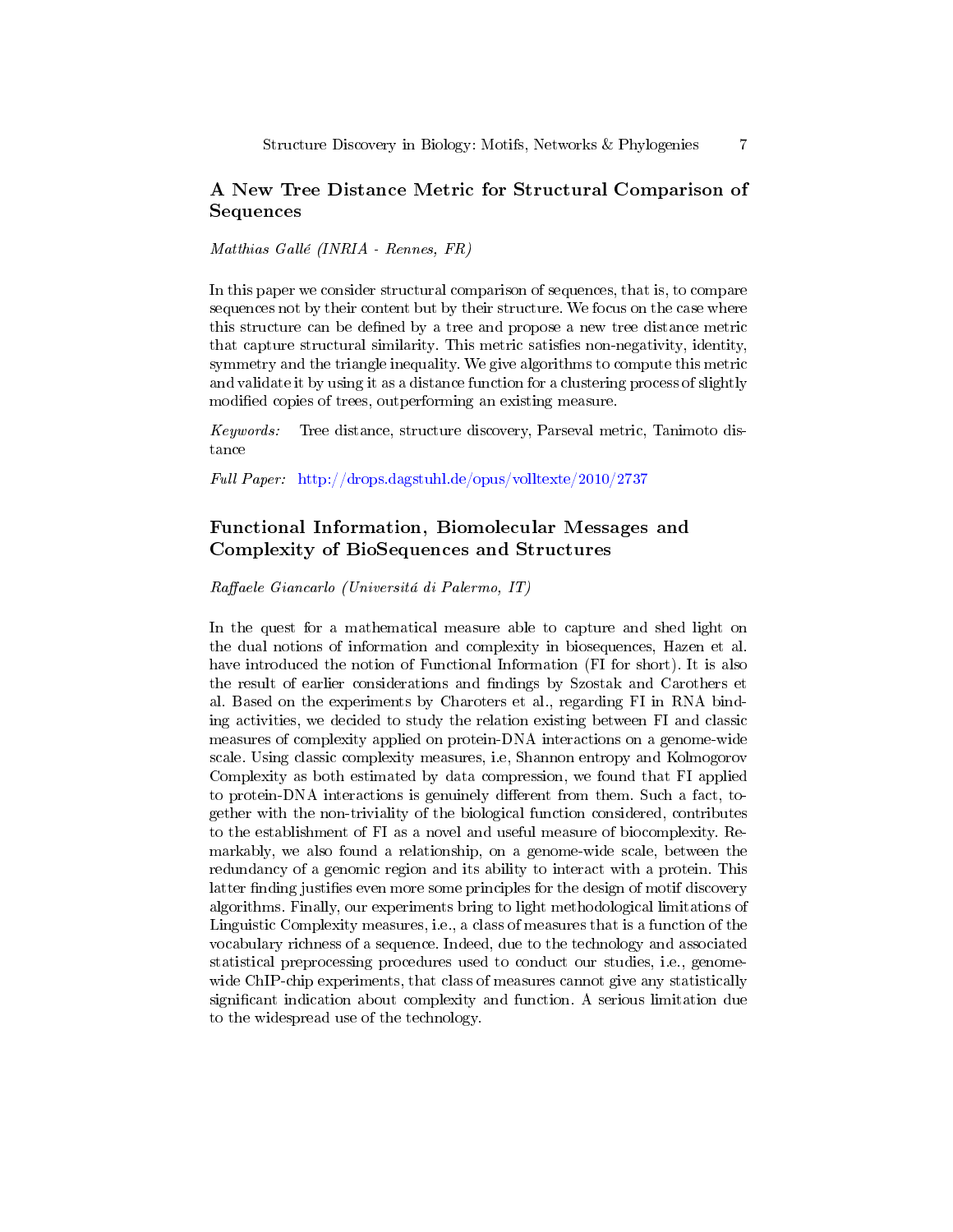## A New Tree Distance Metric for Structural Comparison of Sequences

*Matthias Gallé (INRIA - Rennes, FR)*

In this paper we consider structural comparison of sequences, that is, to compare sequences not by their content but by their structure. We focus on the case where this structure can be defined by a tree and propose a new tree distance metric that capture structural similarity. This metric satisfies non-negativity, identity, symmetry and the triangle inequality. We give algorithms to compute this metric and validate it by using it as a distance function for a clustering process of slightly modified copies of trees, outperforming an existing measure.

*Keywords:* Tree distance, structure discovery, Parseval metric, Tanimoto distance

*Full Paper:* http://drops.dagstuhl.de/opus/volltexte/2010/2737

## Functional Information, Biomolecular Messages and Complexity of BioSequences and Structures

*Raffaele Giancarlo (Universitá di Palermo, IT)*

In the quest for a mathematical measure able to capture and shed light on the dual notions of information and complexity in biosequences, Hazen et al. have introduced the notion of Functional Information (FI for short). It is also the result of earlier considerations and findings by Szostak and Carothers et al. Based on the experiments by Charoters et al., regarding FI in RNA binding activities, we decided to study the relation existing between FI and classic measures of complexity applied on protein-DNA interactions on a genome-wide scale. Using classic complexity measures, i.e, Shannon entropy and Kolmogorov Complexity as both estimated by data compression, we found that FI applied to protein-DNA interactions is genuinely different from them. Such a fact, together with the non-triviality of the biological function considered, contributes to the establishment of FI as a novel and useful measure of biocomplexity. Remarkably, we also found a relationship, on a genome-wide scale, between the redundancy of a genomic region and its ability to interact with a protein. This latter finding justifies even more some principles for the design of motif discovery algorithms. Finally, our experiments bring to light methodological limitations of Linguistic Complexity measures, i.e., a class of measures that is a function of the vocabulary richness of a sequence. Indeed, due to the technology and associated statistical preprocessing procedures used to conduct our studies, i.e., genome-wide ChIP-chip experiments, that class of measures cannot give any statistically significant indication about complexity and function. A serious limitation due to the widespread use of the technology.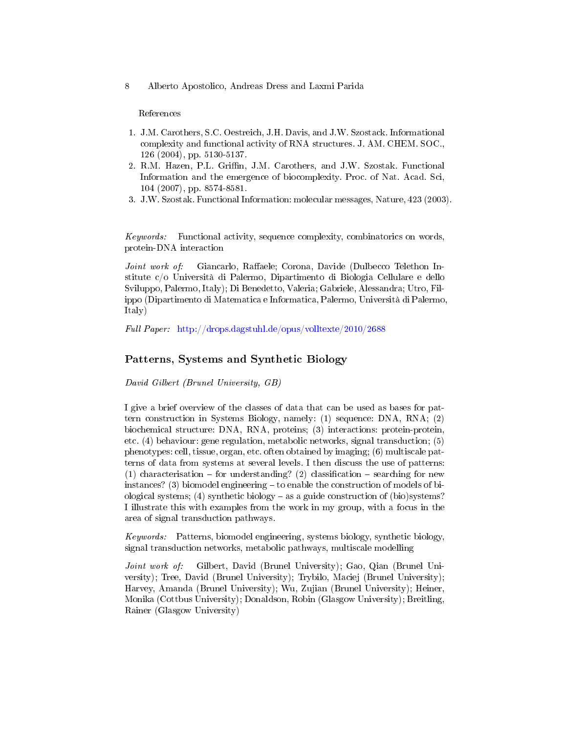References

1. J.M. Carothers, S.C. Oestreich, J.H. Davis, and J.W. Szostack. Informational complexity and functional activity of RNA structures. J. AM. CHEM. SOC., 126 (2004), pp. 5130-5137.
2. R.M. Hazen, P.L. Griffin, J.M. Carothers, and J.W. Szostak. Functional Information and the emergence of biocomplexity. Proc. of Nat. Acad. Sci, 104 (2007), pp. 8574-8581.
3. J.W. Szostak. Functional Information: molecular messages, Nature, 423 (2003).

*Keywords:* Functional activity, sequence complexity, combinatorics on words, protein-DNA interaction

*Joint work of:* Giancarlo, Raffaele; Corona, Davide (Dulbecco Telethon Institute c/o Università di Palermo, Dipartimento di Biologia Cellulare e dello Sviluppo, Palermo, Italy); Di Benedetto, Valeria; Gabriele, Alessandra; Utro, Filippo (Dipartimento di Matematica e Informatica, Palermo, Università di Palermo, Italy)

*Full Paper:* http://drops.dagstuhl.de/opus/volltexte/2010/2688

## Patterns, Systems and Synthetic Biology

*David Gilbert (Brunel University, GB)*

I give a brief overview of the classes of data that can be used as bases for pattern construction in Systems Biology, namely: (1) sequence: DNA, RNA; (2) biochemical structure: DNA, RNA, proteins; (3) interactions: protein-protein, etc. (4) behaviour: gene regulation, metabolic networks, signal transduction; (5) phenotypes: cell, tissue, organ, etc. often obtained by imaging; (6) multiscale patterns of data from systems at several levels. I then discuss the use of patterns: (1) characterisation – for understanding? (2) classification – searching for new instances? (3) biomodel engineering – to enable the construction of models of biological systems; (4) synthetic biology – as a guide construction of (bio)systems? I illustrate this with examples from the work in my group, with a focus in the area of signal transduction pathways.

*Keywords:* Patterns, biomodel engineering, systems biology, synthetic biology, signal transduction networks, metabolic pathways, multiscale modelling

*Joint work of:* Gilbert, David (Brunel University); Gao, Qian (Brunel University); Tree, David (Brunel University); Trybilo, Maciej (Brunel University); Harvey, Amanda (Brunel University); Wu, Zujian (Brunel University); Heiner, Monika (Cottbus University); Donaldson, Robin (Glasgow University); Breitling, Rainer (Glasgow University)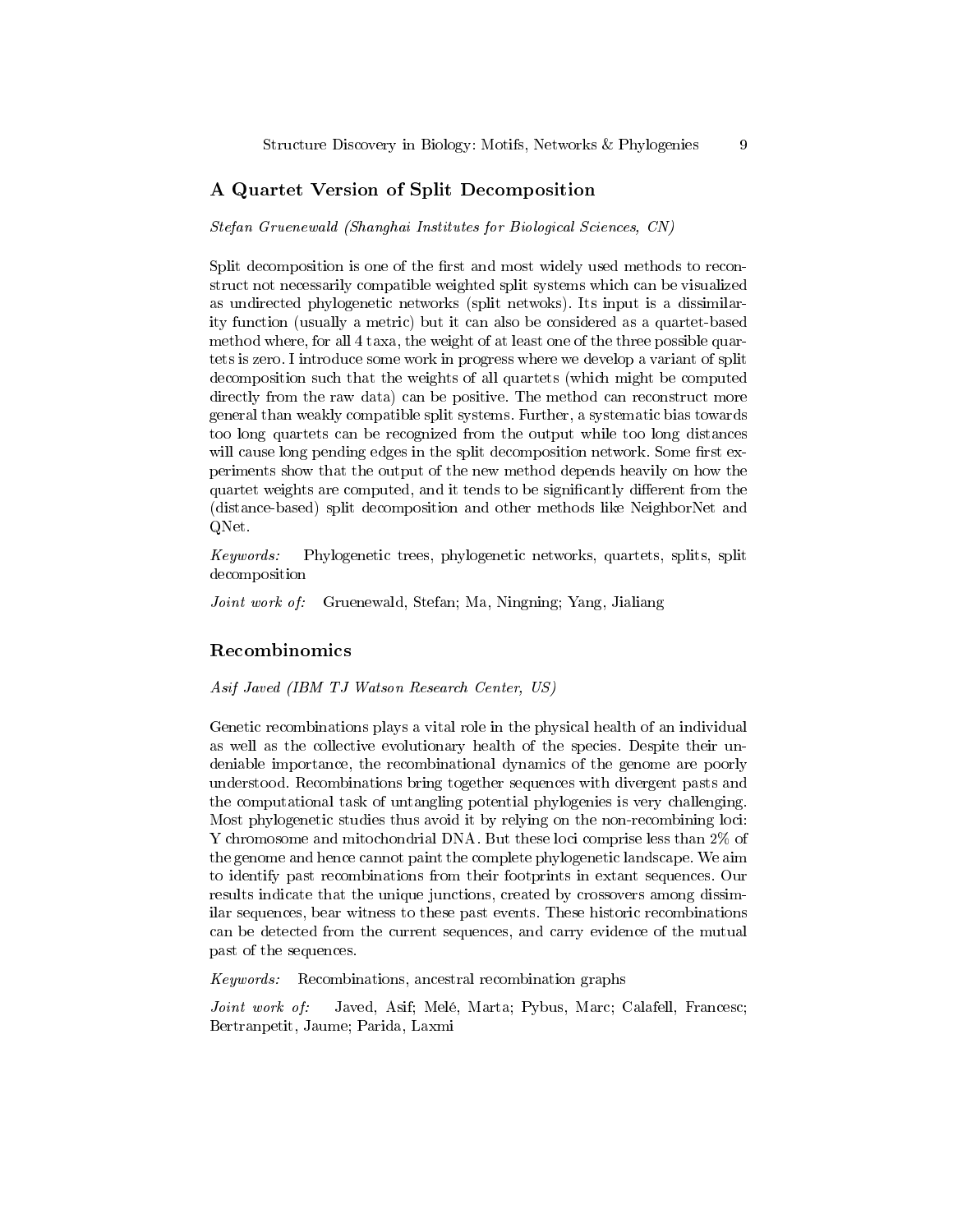## A Quartet Version of Split Decomposition

*Stefan Gruenewald (Shanghai Institutes for Biological Sciences, CN)*

Split decomposition is one of the first and most widely used methods to reconstruct not necessarily compatible weighted split systems which can be visualized as undirected phylogenetic networks (split netwoks). Its input is a dissimilarity function (usually a metric) but it can also be considered as a quartet-based method where, for all 4 taxa, the weight of at least one of the three possible quartets is zero. I introduce some work in progress where we develop a variant of split decomposition such that the weights of all quartets (which might be computed directly from the raw data) can be positive. The method can reconstruct more general than weakly compatible split systems. Further, a systematic bias towards too long quartets can be recognized from the output while too long distances will cause long pending edges in the split decomposition network. Some first experiments show that the output of the new method depends heavily on how the quartet weights are computed, and it tends to be significantly different from the (distance-based) split decomposition and other methods like NeighborNet and QNet.

*Keywords:* Phylogenetic trees, phylogenetic networks, quartets, splits, split decomposition

*Joint work of:* Gruenewald, Stefan; Ma, Ningning; Yang, Jialiang

## Recombinomics

*Asif Javed (IBM TJ Watson Research Center, US)*

Genetic recombinations plays a vital role in the physical health of an individual as well as the collective evolutionary health of the species. Despite their undeniable importance, the recombinational dynamics of the genome are poorly understood. Recombinations bring together sequences with divergent pasts and the computational task of untangling potential phylogenies is very challenging. Most phylogenetic studies thus avoid it by relying on the non-recombining loci: Y chromosome and mitochondrial DNA. But these loci comprise less than 2% of the genome and hence cannot paint the complete phylogenetic landscape. We aim to identify past recombinations from their footprints in extant sequences. Our results indicate that the unique junctions, created by crossovers among dissimilar sequences, bear witness to these past events. These historic recombinations can be detected from the current sequences, and carry evidence of the mutual past of the sequences.

*Keywords:* Recombinations, ancestral recombination graphs

*Joint work of:* Javed, Asif; Melé, Marta; Pybus, Marc; Calafell, Francesc; Bertranpetit, Jaume; Parida, Laxmi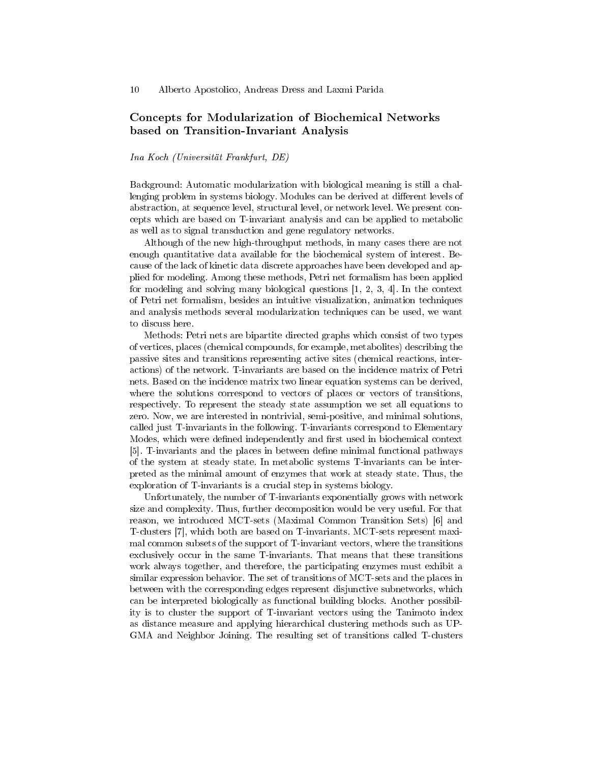## Concepts for Modularization of Biochemical Networks based on Transition-Invariant Analysis

*Ina Koch (Universität Frankfurt, DE)*

Background: Automatic modularization with biological meaning is still a challenging problem in systems biology. Modules can be derived at different levels of abstraction, at sequence level, structural level, or network level. We present concepts which are based on T-invariant analysis and can be applied to metabolic as well as to signal transduction and gene regulatory networks.

Although of the new high-throughput methods, in many cases there are not enough quantitative data available for the biochemical system of interest. Because of the lack of kinetic data discrete approaches have been developed and applied for modeling. Among these methods, Petri net formalism has been applied for modeling and solving many biological questions [1, 2, 3, 4]. In the context of Petri net formalism, besides an intuitive visualization, animation techniques and analysis methods several modularization techniques can be used, we want to discuss here.

Methods: Petri nets are bipartite directed graphs which consist of two types of vertices, places (chemical compounds, for example, metabolites) describing the passive sites and transitions representing active sites (chemical reactions, interactions) of the network. T-invariants are based on the incidence matrix of Petri nets. Based on the incidence matrix two linear equation systems can be derived, where the solutions correspond to vectors of places or vectors of transitions, respectively. To represent the steady state assumption we set all equations to zero. Now, we are interested in nontrivial, semi-positive, and minimal solutions, called just T-invariants in the following. T-invariants correspond to Elementary Modes, which were defined independently and first used in biochemical context [5]. T-invariants and the places in between define minimal functional pathways of the system at steady state. In metabolic systems T-invariants can be interpreted as the minimal amount of enzymes that work at steady state. Thus, the exploration of T-invariants is a crucial step in systems biology.

Unfortunately, the number of T-invariants exponentially grows with network size and complexity. Thus, further decomposition would be very useful. For that reason, we introduced MCT-sets (Maximal Common Transition Sets) [6] and T-clusters [7], which both are based on T-invariants. MCT-sets represent maximal common subsets of the support of T-invariant vectors, where the transitions exclusively occur in the same T-invariants. That means that these transitions work always together, and therefore, the participating enzymes must exhibit a similar expression behavior. The set of transitions of MCT-sets and the places in between with the corresponding edges represent disjunctive subnetworks, which can be interpreted biologically as functional building blocks. Another possibility is to cluster the support of T-invariant vectors using the Tanimoto index as distance measure and applying hierarchical clustering methods such as UPGMA and Neighbor Joining. The resulting set of transitions called T-clusters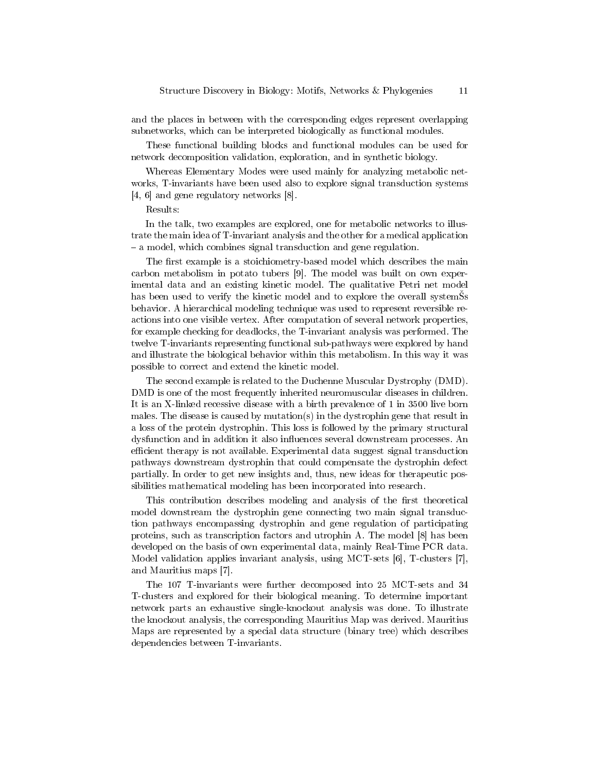and the places in between with the corresponding edges represent overlapping subnetworks, which can be interpreted biologically as functional modules.

These functional building blocks and functional modules can be used for network decomposition validation, exploration, and in synthetic biology.

Whereas Elementary Modes were used mainly for analyzing metabolic networks, T-invariants have been used also to explore signal transduction systems [4, 6] and gene regulatory networks [8].

Results:

In the talk, two examples are explored, one for metabolic networks to illustrate the main idea of T-invariant analysis and the other for a medical application – a model, which combines signal transduction and gene regulation.

The first example is a stoichiometry-based model which describes the main carbon metabolism in potato tubers [9]. The model was built on own experimental data and an existing kinetic model. The qualitative Petri net model has been used to verify the kinetic model and to explore the overall systemŠs behavior. A hierarchical modeling technique was used to represent reversible reactions into one visible vertex. After computation of several network properties, for example checking for deadlocks, the T-invariant analysis was performed. The twelve T-invariants representing functional sub-pathways were explored by hand and illustrate the biological behavior within this metabolism. In this way it was possible to correct and extend the kinetic model.

The second example is related to the Duchenne Muscular Dystrophy (DMD). DMD is one of the most frequently inherited neuromuscular diseases in children. It is an X-linked recessive disease with a birth prevalence of 1 in 3500 live born males. The disease is caused by mutation(s) in the dystrophin gene that result in a loss of the protein dystrophin. This loss is followed by the primary structural dysfunction and in addition it also influences several downstream processes. An efficient therapy is not available. Experimental data suggest signal transduction pathways downstream dystrophin that could compensate the dystrophin defect partially. In order to get new insights and, thus, new ideas for therapeutic possibilities mathematical modeling has been incorporated into research.

This contribution describes modeling and analysis of the first theoretical model downstream the dystrophin gene connecting two main signal transduction pathways encompassing dystrophin and gene regulation of participating proteins, such as transcription factors and utrophin A. The model [8] has been developed on the basis of own experimental data, mainly Real-Time PCR data. Model validation applies invariant analysis, using MCT-sets [6], T-clusters [7], and Mauritius maps [7].

The 107 T-invariants were further decomposed into 25 MCT-sets and 34 T-clusters and explored for their biological meaning. To determine important network parts an exhaustive single-knockout analysis was done. To illustrate the knockout analysis, the corresponding Mauritius Map was derived. Mauritius Maps are represented by a special data structure (binary tree) which describes dependencies between T-invariants.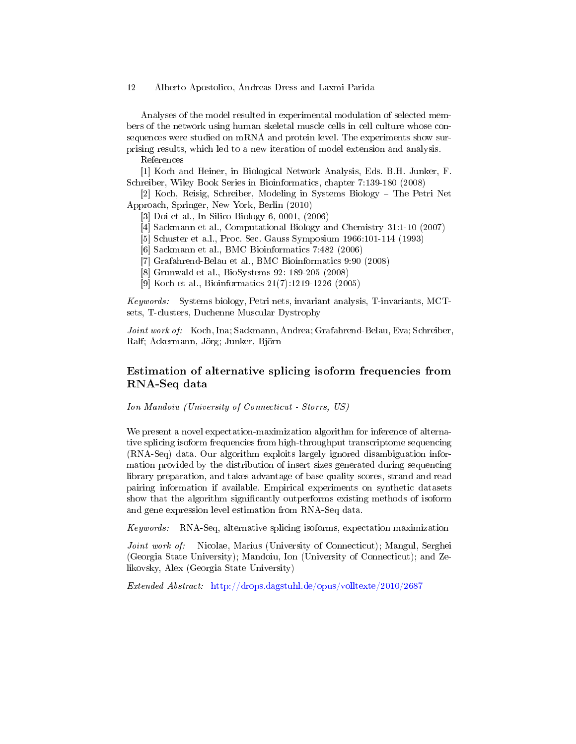Analyses of the model resulted in experimental modulation of selected members of the network using human skeletal muscle cells in cell culture whose consequences were studied on mRNA and protein level. The experiments show surprising results, which led to a new iteration of model extension and analysis.

References

[1] Koch and Heiner, in Biological Network Analysis, Eds. B.H. Junker, F. Schreiber, Wiley Book Series in Bioinformatics, chapter 7:139-180 (2008)

[2] Koch, Reisig, Schreiber, Modeling in Systems Biology – The Petri Net Approach, Springer, New York, Berlin (2010)

[3] Doi et al., In Silico Biology 6, 0001, (2006)

[4] Sackmann et al., Computational Biology and Chemistry 31:1-10 (2007)

[5] Schuster et a.l., Proc. Sec. Gauss Symposium 1966:101-114 (1993)

[6] Sackmann et al., BMC Bioinformatics 7:482 (2006)

[7] Grafahrend-Belau et al., BMC Bioinformatics 9:90 (2008)

[8] Grunwald et al., BioSystems 92: 189-205 (2008)

[9] Koch et al., Bioinformatics 21(7):1219-1226 (2005)

*Keywords:* Systems biology, Petri nets, invariant analysis, T-invariants, MCT-sets, T-clusters, Duchenne Muscular Dystrophy

*Joint work of:* Koch, Ina; Sackmann, Andrea; Grafahrend-Belau, Eva; Schreiber, Ralf; Ackermann, Jörg; Junker, Björn

## Estimation of alternative splicing isoform frequencies from RNA-Seq data

*Ion Mandoiu (University of Connecticut - Storrs, US)*

We present a novel expectation-maximization algorithm for inference of alternative splicing isoform frequencies from high-throughput transcriptome sequencing (RNA-Seq) data. Our algorithm exploits largely ignored disambiguation information provided by the distribution of insert sizes generated during sequencing library preparation, and takes advantage of base quality scores, strand and read pairing information if available. Empirical experiments on synthetic datasets show that the algorithm significantly outperforms existing methods of isoform and gene expression level estimation from RNA-Seq data.

*Keywords:* RNA-Seq, alternative splicing isoforms, expectation maximization

*Joint work of:* Nicolae, Marius (University of Connecticut); Mangul, Serghei (Georgia State University); Mandoiu, Ion (University of Connecticut); and Zelikovsky, Alex (Georgia State University)

*Extended Abstract:* http://drops.dagstuhl.de/opus/volltexte/2010/2687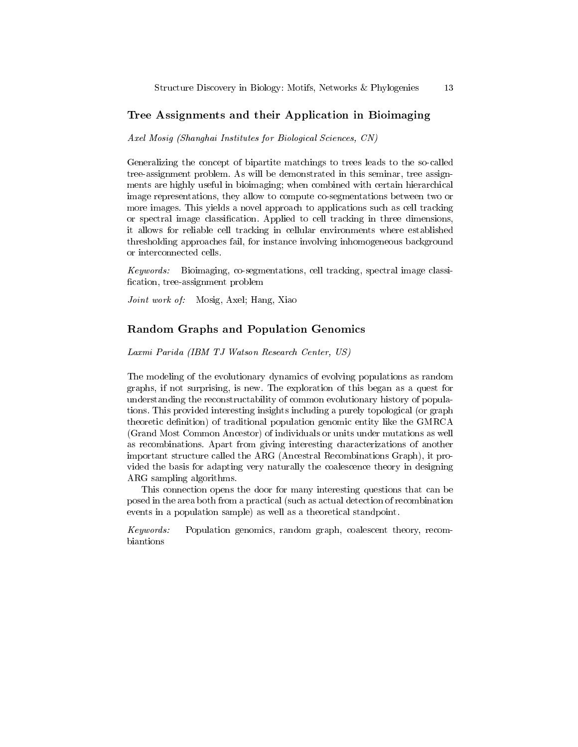## Tree Assignments and their Application in Bioimaging

*Axel Mosig (Shanghai Institutes for Biological Sciences, CN)*

Generalizing the concept of bipartite matchings to trees leads to the so-called tree-assignment problem. As will be demonstrated in this seminar, tree assignments are highly useful in bioimaging; when combined with certain hierarchical image representations, they allow to compute co-segmentations between two or more images. This yields a novel approach to applications such as cell tracking or spectral image classification. Applied to cell tracking in three dimensions, it allows for reliable cell tracking in cellular environments where established thresholding approaches fail, for instance involving inhomogeneous background or interconnected cells.

*Keywords:* Bioimaging, co-segmentations, cell tracking, spectral image classification, tree-assignment problem

*Joint work of:* Mosig, Axel; Hang, Xiao

## Random Graphs and Population Genomics

*Laxmi Parida (IBM TJ Watson Research Center, US)*

The modeling of the evolutionary dynamics of evolving populations as random graphs, if not surprising, is new. The exploration of this began as a quest for understanding the reconstructability of common evolutionary history of populations. This provided interesting insights including a purely topological (or graph theoretic definition) of traditional population genomic entity like the GMRCA (Grand Most Common Ancestor) of individuals or units under mutations as well as recombinations. Apart from giving interesting characterizations of another important structure called the ARG (Ancestral Recombinations Graph), it provided the basis for adapting very naturally the coalescence theory in designing ARG sampling algorithms.

This connection opens the door for many interesting questions that can be posed in the area both from a practical (such as actual detection of recombination events in a population sample) as well as a theoretical standpoint.

*Keywords:* Population genomics, random graph, coalescent theory, recombiantions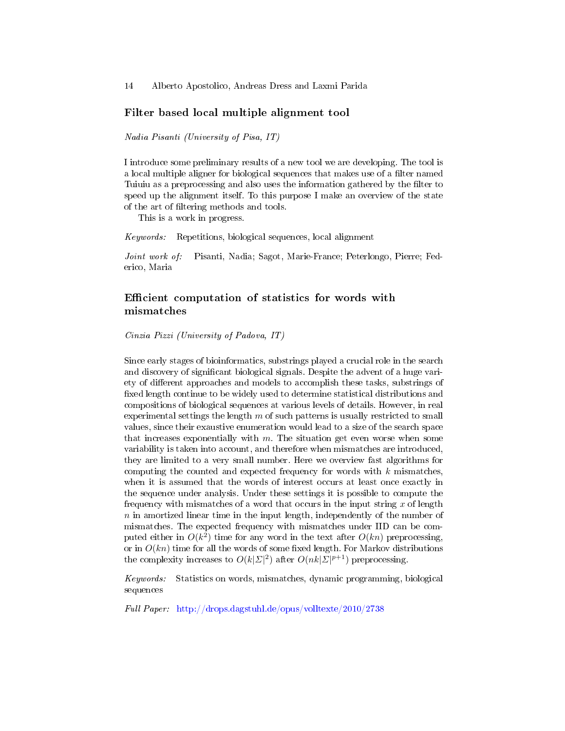## Filter based local multiple alignment tool

*Nadia Pisanti (University of Pisa, IT)*

I introduce some preliminary results of a new tool we are developing. The tool is a local multiple aligner for biological sequences that makes use of a filter named Tuiuiu as a preprocessing and also uses the information gathered by the filter to speed up the alignment itself. To this purpose I make an overview of the state of the art of filtering methods and tools.

This is a work in progress.

*Keywords:* Repetitions, biological sequences, local alignment

*Joint work of:* Pisanti, Nadia; Sagot, Marie-France; Peterlongo, Pierre; Federico, Maria

## Efficient computation of statistics for words with mismatches

*Cinzia Pizzi (University of Padova, IT)*

Since early stages of bioinformatics, substrings played a crucial role in the search and discovery of significant biological signals. Despite the advent of a huge variety of different approaches and models to accomplish these tasks, substrings of fixed length continue to be widely used to determine statistical distributions and compositions of biological sequences at various levels of details. However, in real experimental settings the length $m$ of such patterns is usually restricted to small values, since their exaustive enumeration would lead to a size of the search space that increases exponentially with $m$. The situation get even worse when some variability is taken into account, and therefore when mismatches are introduced, they are limited to a very small number. Here we overview fast algorithms for computing the counted and expected frequency for words with $k$ mismatches, when it is assumed that the words of interest occurs at least once exactly in the sequence under analysis. Under these settings it is possible to compute the frequency with mismatches of a word that occurs in the input string $x$ of length $n$ in amortized linear time in the input length, independently of the number of mismatches. The expected frequency with mismatches under IID can be computed either in $O(k^2)$ time for any word in the text after $O(kn)$ preprocessing, or in $O(kn)$ time for all the words of some fixed length. For Markov distributions the complexity increases to $O(k|\Sigma|^2)$ after $O(nk|\Sigma|^{p+1})$ preprocessing.

*Keywords:* Statistics on words, mismatches, dynamic programming, biological sequences

*Full Paper:* http://drops.dagstuhl.de/opus/volltexte/2010/2738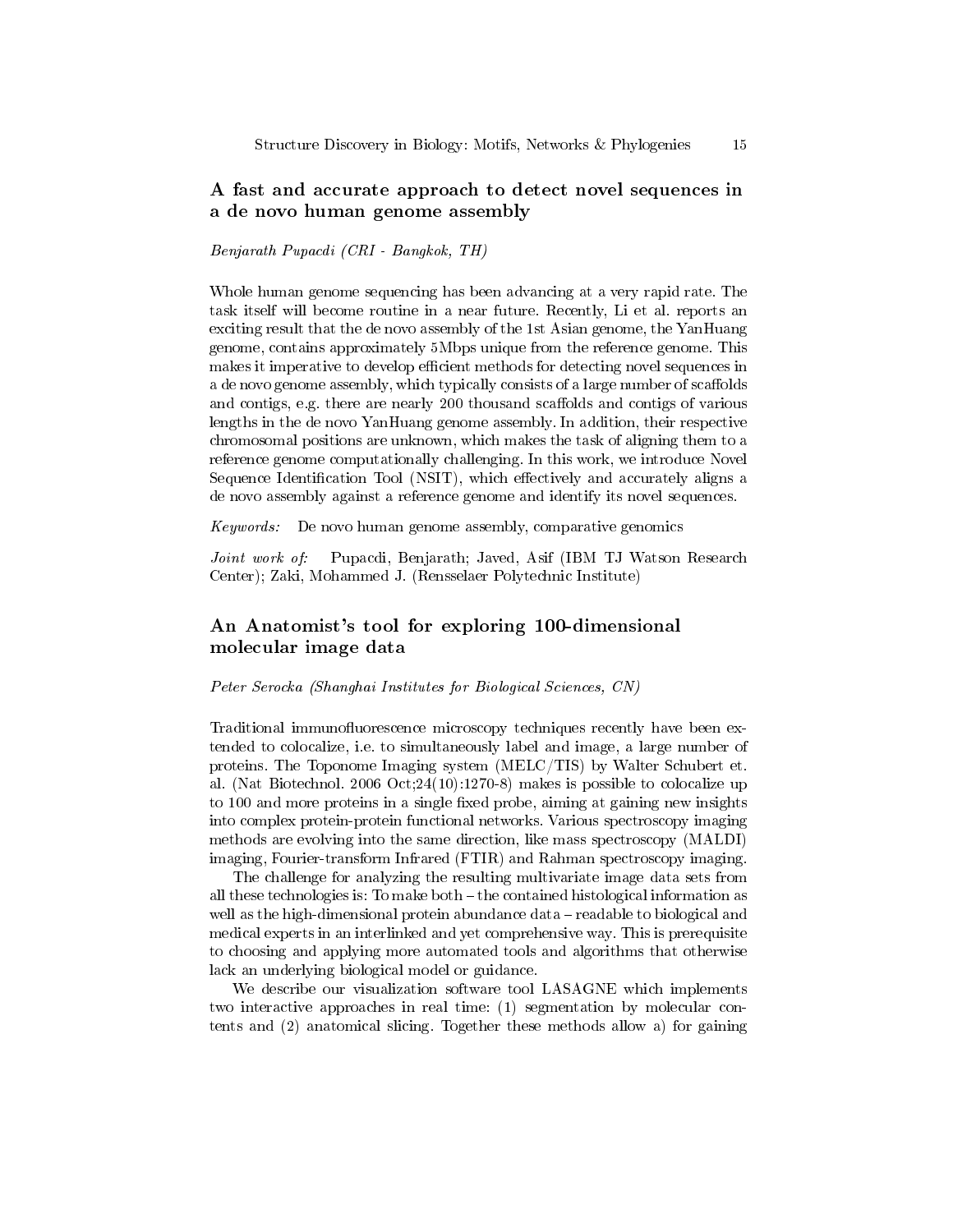## A fast and accurate approach to detect novel sequences in a de novo human genome assembly

*Benjarath Pupacdi (CRI - Bangkok, TH)*

Whole human genome sequencing has been advancing at a very rapid rate. The task itself will become routine in a near future. Recently, Li et al. reports an exciting result that the de novo assembly of the 1st Asian genome, the YanHuang genome, contains approximately 5Mbps unique from the reference genome. This makes it imperative to develop efficient methods for detecting novel sequences in a de novo genome assembly, which typically consists of a large number of scaffolds and contigs, e.g. there are nearly 200 thousand scaffolds and contigs of various lengths in the de novo YanHuang genome assembly. In addition, their respective chromosomal positions are unknown, which makes the task of aligning them to a reference genome computationally challenging. In this work, we introduce Novel Sequence Identification Tool (NSIT), which effectively and accurately aligns a de novo assembly against a reference genome and identify its novel sequences.

*Keywords:* De novo human genome assembly, comparative genomics

*Joint work of:* Pupacdi, Benjarath; Javed, Asif (IBM TJ Watson Research Center); Zaki, Mohammed J. (Rensselaer Polytechnic Institute)

## An Anatomist's tool for exploring 100-dimensional molecular image data

*Peter Serocka (Shanghai Institutes for Biological Sciences, CN)*

Traditional immunofluorescence microscopy techniques recently have been extended to colocalize, i.e. to simultaneously label and image, a large number of proteins. The Toponome Imaging system (MELC/TIS) by Walter Schubert et. al. (Nat Biotechnol. 2006 Oct;24(10):1270-8) makes is possible to colocalize up to 100 and more proteins in a single fixed probe, aiming at gaining new insights into complex protein-protein functional networks. Various spectroscopy imaging methods are evolving into the same direction, like mass spectroscopy (MALDI) imaging, Fourier-transform Infrared (FTIR) and Rahman spectroscopy imaging.

The challenge for analyzing the resulting multivariate image data sets from all these technologies is: To make both – the contained histological information as well as the high-dimensional protein abundance data – readable to biological and medical experts in an interlinked and yet comprehensive way. This is prerequisite to choosing and applying more automated tools and algorithms that otherwise lack an underlying biological model or guidance.

We describe our visualization software tool LASAGNE which implements two interactive approaches in real time: (1) segmentation by molecular contents and (2) anatomical slicing. Together these methods allow a) for gaining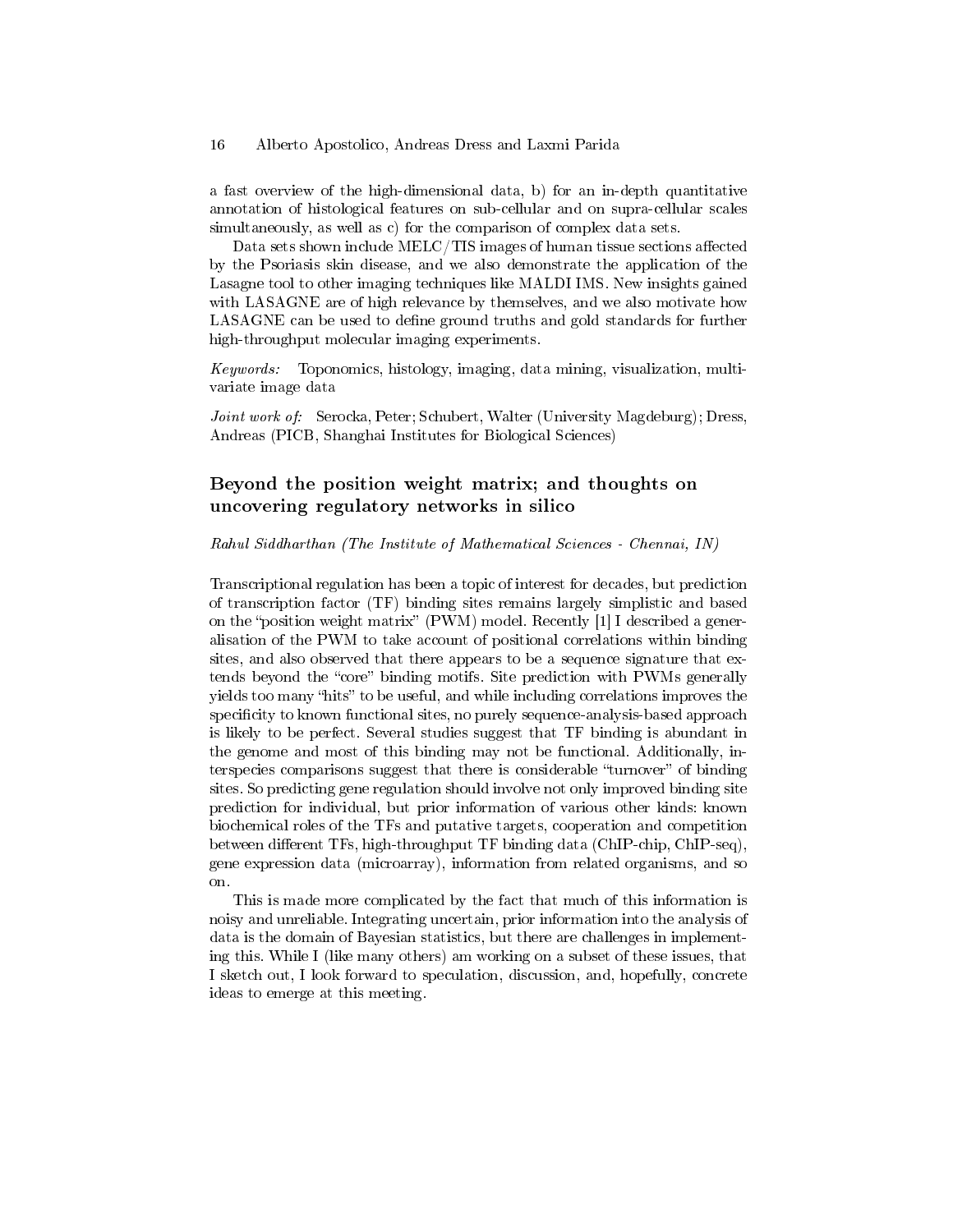a fast overview of the high-dimensional data, b) for an in-depth quantitative annotation of histological features on sub-cellular and on supra-cellular scales simultaneously, as well as c) for the comparison of complex data sets.

Data sets shown include MELC/TIS images of human tissue sections affected by the Psoriasis skin disease, and we also demonstrate the application of the Lasagne tool to other imaging techniques like MALDI IMS. New insights gained with LASAGNE are of high relevance by themselves, and we also motivate how LASAGNE can be used to define ground truths and gold standards for further high-throughput molecular imaging experiments.

*Keywords:* Toponomics, histology, imaging, data mining, visualization, multivariate image data

*Joint work of:* Serocka, Peter; Schubert, Walter (University Magdeburg); Dress, Andreas (PICB, Shanghai Institutes for Biological Sciences)

## Beyond the position weight matrix; and thoughts on uncovering regulatory networks in silico

*Rahul Siddharthan (The Institute of Mathematical Sciences - Chennai, IN)*

Transcriptional regulation has been a topic of interest for decades, but prediction of transcription factor (TF) binding sites remains largely simplistic and based on the "position weight matrix" (PWM) model. Recently [1] I described a generalisation of the PWM to take account of positional correlations within binding sites, and also observed that there appears to be a sequence signature that extends beyond the "core" binding motifs. Site prediction with PWMs generally yields too many "hits" to be useful, and while including correlations improves the specificity to known functional sites, no purely sequence-analysis-based approach is likely to be perfect. Several studies suggest that TF binding is abundant in the genome and most of this binding may not be functional. Additionally, interspecies comparisons suggest that there is considerable "turnover" of binding sites. So predicting gene regulation should involve not only improved binding site prediction for individual, but prior information of various other kinds: known biochemical roles of the TFs and putative targets, cooperation and competition between different TFs, high-throughput TF binding data (ChIP-chip, ChIP-seq), gene expression data (microarray), information from related organisms, and so on.

This is made more complicated by the fact that much of this information is noisy and unreliable. Integrating uncertain, prior information into the analysis of data is the domain of Bayesian statistics, but there are challenges in implementing this. While I (like many others) am working on a subset of these issues, that I sketch out, I look forward to speculation, discussion, and, hopefully, concrete ideas to emerge at this meeting.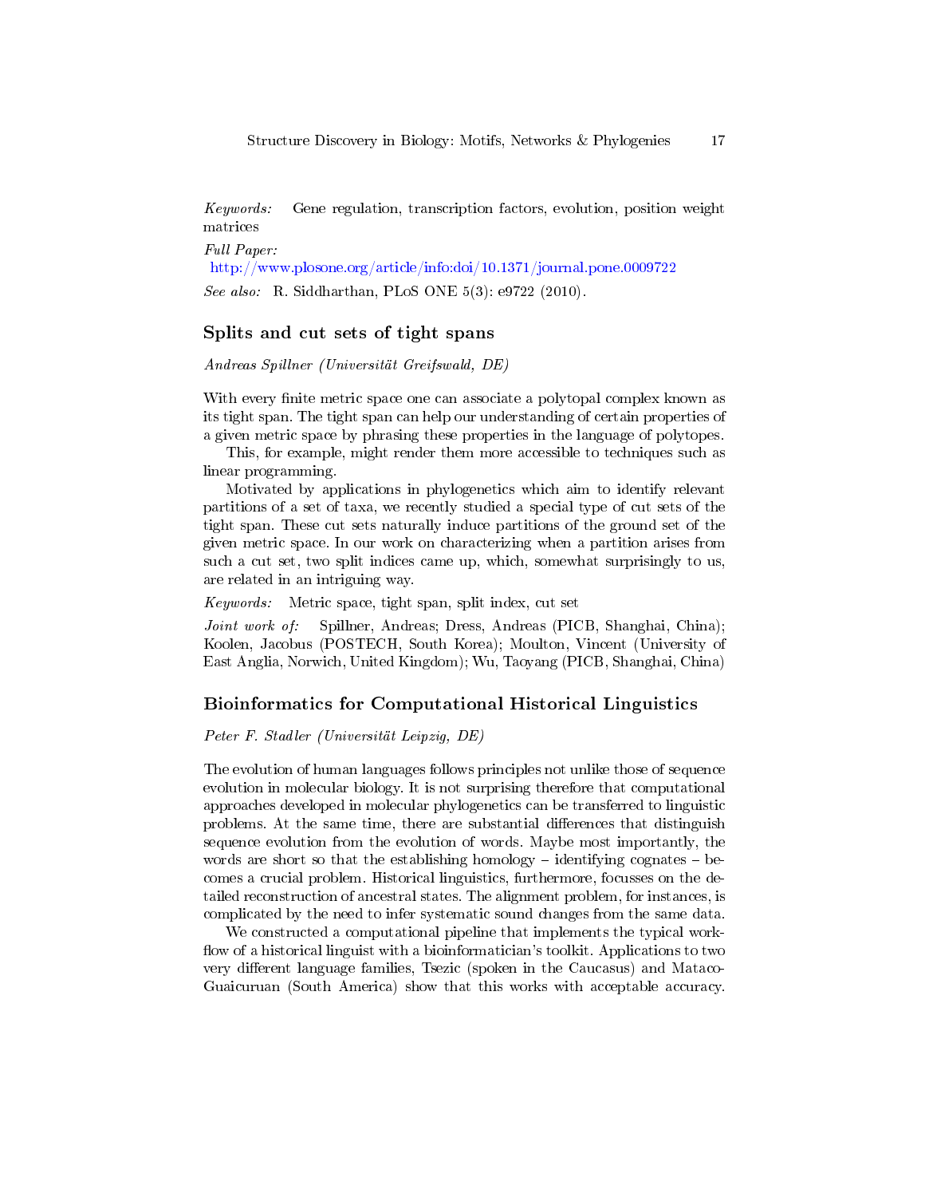*Keywords:* Gene regulation, transcription factors, evolution, position weight matrices

*Full Paper:*
http://www.plosone.org/article/info:doi/10.1371/journal.pone.0009722

*See also:* R. Siddharthan, PLoS ONE 5(3): e9722 (2010).

## Splits and cut sets of tight spans

*Andreas Spillner (Universität Greifswald, DE)*

With every finite metric space one can associate a polytopal complex known as its tight span. The tight span can help our understanding of certain properties of a given metric space by phrasing these properties in the language of polytopes.

This, for example, might render them more accessible to techniques such as linear programming.

Motivated by applications in phylogenetics which aim to identify relevant partitions of a set of taxa, we recently studied a special type of cut sets of the tight span. These cut sets naturally induce partitions of the ground set of the given metric space. In our work on characterizing when a partition arises from such a cut set, two split indices came up, which, somewhat surprisingly to us, are related in an intriguing way.

*Keywords:* Metric space, tight span, split index, cut set

*Joint work of:* Spillner, Andreas; Dress, Andreas (PICB, Shanghai, China); Koolen, Jacobus (POSTECH, South Korea); Moulton, Vincent (University of East Anglia, Norwich, United Kingdom); Wu, Taoyang (PICB, Shanghai, China)

## Bioinformatics for Computational Historical Linguistics

*Peter F. Stadler (Universität Leipzig, DE)*

The evolution of human languages follows principles not unlike those of sequence evolution in molecular biology. It is not surprising therefore that computational approaches developed in molecular phylogenetics can be transferred to linguistic problems. At the same time, there are substantial differences that distinguish sequence evolution from the evolution of words. Maybe most importantly, the words are short so that the establishing homology – identifying cognates – becomes a crucial problem. Historical linguistics, furthermore, focusses on the detailed reconstruction of ancestral states. The alignment problem, for instances, is complicated by the need to infer systematic sound changes from the same data.

We constructed a computational pipeline that implements the typical workflow of a historical linguist with a bioinformatician's toolkit. Applications to two very different language families, Tsezic (spoken in the Caucasus) and Mataco-Guaicuruan (South America) show that this works with acceptable accuracy.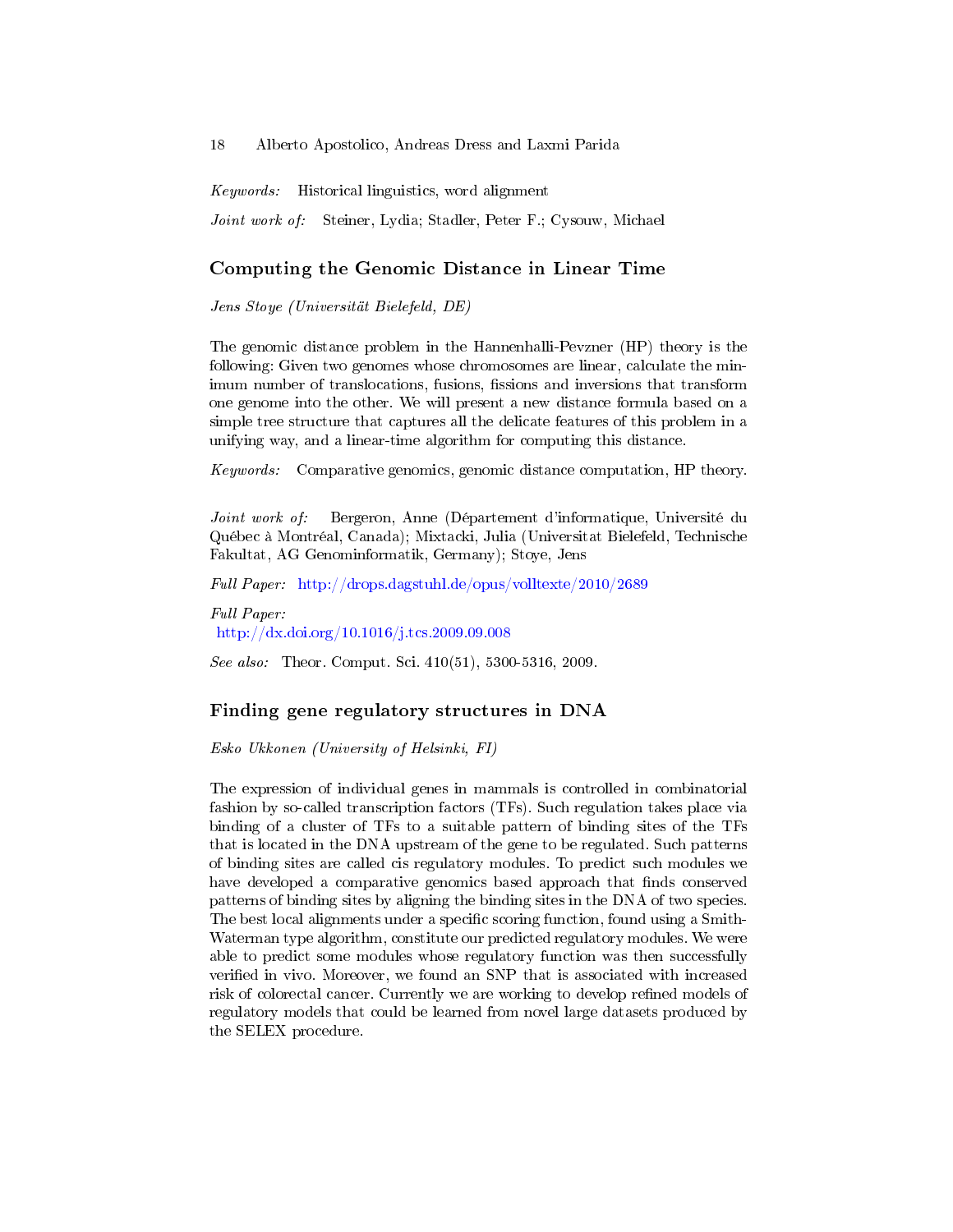*Keywords:* Historical linguistics, word alignment

*Joint work of:* Steiner, Lydia; Stadler, Peter F.; Cysouw, Michael

## Computing the Genomic Distance in Linear Time

*Jens Stoye (Universität Bielefeld, DE)*

The genomic distance problem in the Hannenhalli-Pevzner (HP) theory is the following: Given two genomes whose chromosomes are linear, calculate the minimum number of translocations, fusions, fissions and inversions that transform one genome into the other. We will present a new distance formula based on a simple tree structure that captures all the delicate features of this problem in a unifying way, and a linear-time algorithm for computing this distance.

*Keywords:* Comparative genomics, genomic distance computation, HP theory.

*Joint work of:* Bergeron, Anne (Département d'informatique, Université du Québec à Montréal, Canada); Mixtacki, Julia (Universitat Bielefeld, Technische Fakultat, AG Genominformatik, Germany); Stoye, Jens

*Full Paper:* http://drops.dagstuhl.de/opus/volltexte/2010/2689

*Full Paper:*
http://dx.doi.org/10.1016/j.tcs.2009.09.008

*See also:* Theor. Comput. Sci. 410(51), 5300-5316, 2009.

## Finding gene regulatory structures in DNA

*Esko Ukkonen (University of Helsinki, FI)*

The expression of individual genes in mammals is controlled in combinatorial fashion by so-called transcription factors (TFs). Such regulation takes place via binding of a cluster of TFs to a suitable pattern of binding sites of the TFs that is located in the DNA upstream of the gene to be regulated. Such patterns of binding sites are called cis regulatory modules. To predict such modules we have developed a comparative genomics based approach that finds conserved patterns of binding sites by aligning the binding sites in the DNA of two species. The best local alignments under a specific scoring function, found using a Smith-Waterman type algorithm, constitute our predicted regulatory modules. We were able to predict some modules whose regulatory function was then successfully verified in vivo. Moreover, we found an SNP that is associated with increased risk of colorectal cancer. Currently we are working to develop refined models of regulatory models that could be learned from novel large datasets produced by the SELEX procedure.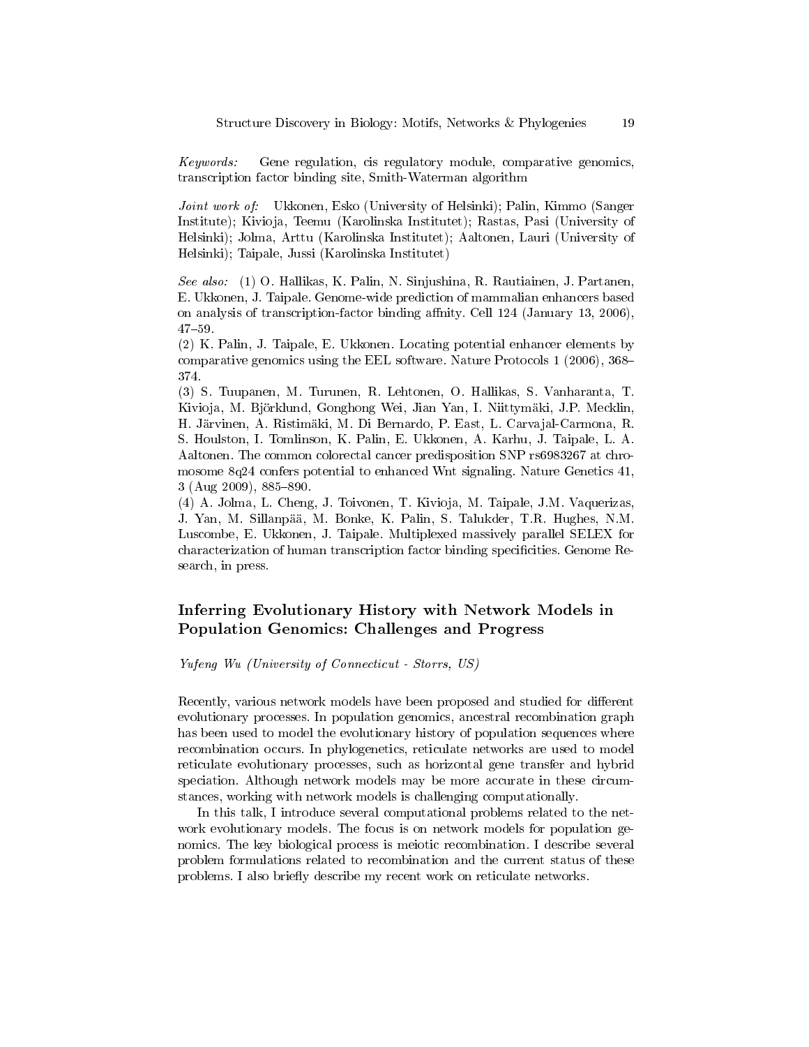*Keywords:* Gene regulation, cis regulatory module, comparative genomics, transcription factor binding site, Smith-Waterman algorithm

*Joint work of:* Ukkonen, Esko (University of Helsinki); Palin, Kimmo (Sanger Institute); Kivioja, Teemu (Karolinska Institutet); Rastas, Pasi (University of Helsinki); Jolma, Arttu (Karolinska Institutet); Aaltonen, Lauri (University of Helsinki); Taipale, Jussi (Karolinska Institutet)

*See also:* (1) O. Hallikas, K. Palin, N. Sinjushina, R. Rautiainen, J. Partanen, E. Ukkonen, J. Taipale. Genome-wide prediction of mammalian enhancers based on analysis of transcription-factor binding affnity. Cell 124 (January 13, 2006), 47–59.

(2) K. Palin, J. Taipale, E. Ukkonen. Locating potential enhancer elements by comparative genomics using the EEL software. Nature Protocols 1 (2006), 368–374.

(3) S. Tuupanen, M. Turunen, R. Lehtonen, O. Hallikas, S. Vanharanta, T. Kivioja, M. Björklund, Gonghong Wei, Jian Yan, I. Niittymäki, J.P. Mecklin, H. Järvinen, A. Ristimäki, M. Di Bernardo, P. East, L. Carvajal-Carmona, R. S. Houlston, I. Tomlinson, K. Palin, E. Ukkonen, A. Karhu, J. Taipale, L. A. Aaltonen. The common colorectal cancer predisposition SNP rs6983267 at chromosome 8q24 confers potential to enhanced Wnt signaling. Nature Genetics 41, 3 (Aug 2009), 885–890.

(4) A. Jolma, L. Cheng, J. Toivonen, T. Kivioja, M. Taipale, J.M. Vaquerizas, J. Yan, M. Sillanpää, M. Bonke, K. Palin, S. Talukder, T.R. Hughes, N.M. Luscombe, E. Ukkonen, J. Taipale. Multiplexed massively parallel SELEX for characterization of human transcription factor binding specificities. Genome Research, in press.

## Inferring Evolutionary History with Network Models in Population Genomics: Challenges and Progress

*Yufeng Wu (University of Connecticut - Storrs, US)*

Recently, various network models have been proposed and studied for different evolutionary processes. In population genomics, ancestral recombination graph has been used to model the evolutionary history of population sequences where recombination occurs. In phylogenetics, reticulate networks are used to model reticulate evolutionary processes, such as horizontal gene transfer and hybrid speciation. Although network models may be more accurate in these circumstances, working with network models is challenging computationally.

In this talk, I introduce several computational problems related to the network evolutionary models. The focus is on network models for population genomics. The key biological process is meiotic recombination. I describe several problem formulations related to recombination and the current status of these problems. I also briefly describe my recent work on reticulate networks.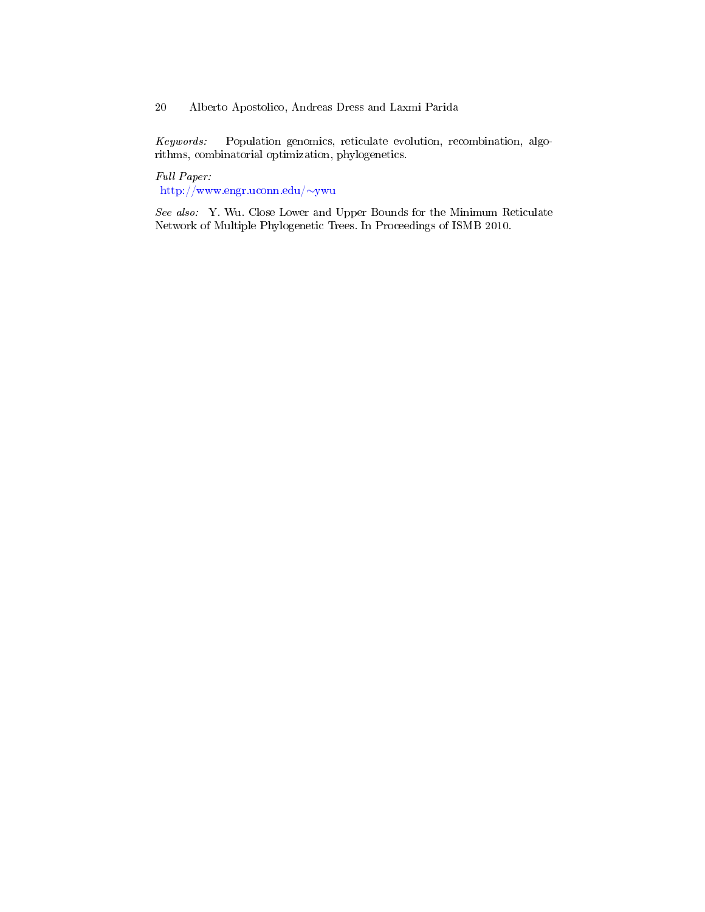*Keywords:* Population genomics, reticulate evolution, recombination, algorithms, combinatorial optimization, phylogenetics.

*Full Paper:*
http://www.engr.uconn.edu/~ywu

*See also:* Y. Wu. Close Lower and Upper Bounds for the Minimum Reticulate Network of Multiple Phylogenetic Trees. In Proceedings of ISMB 2010.